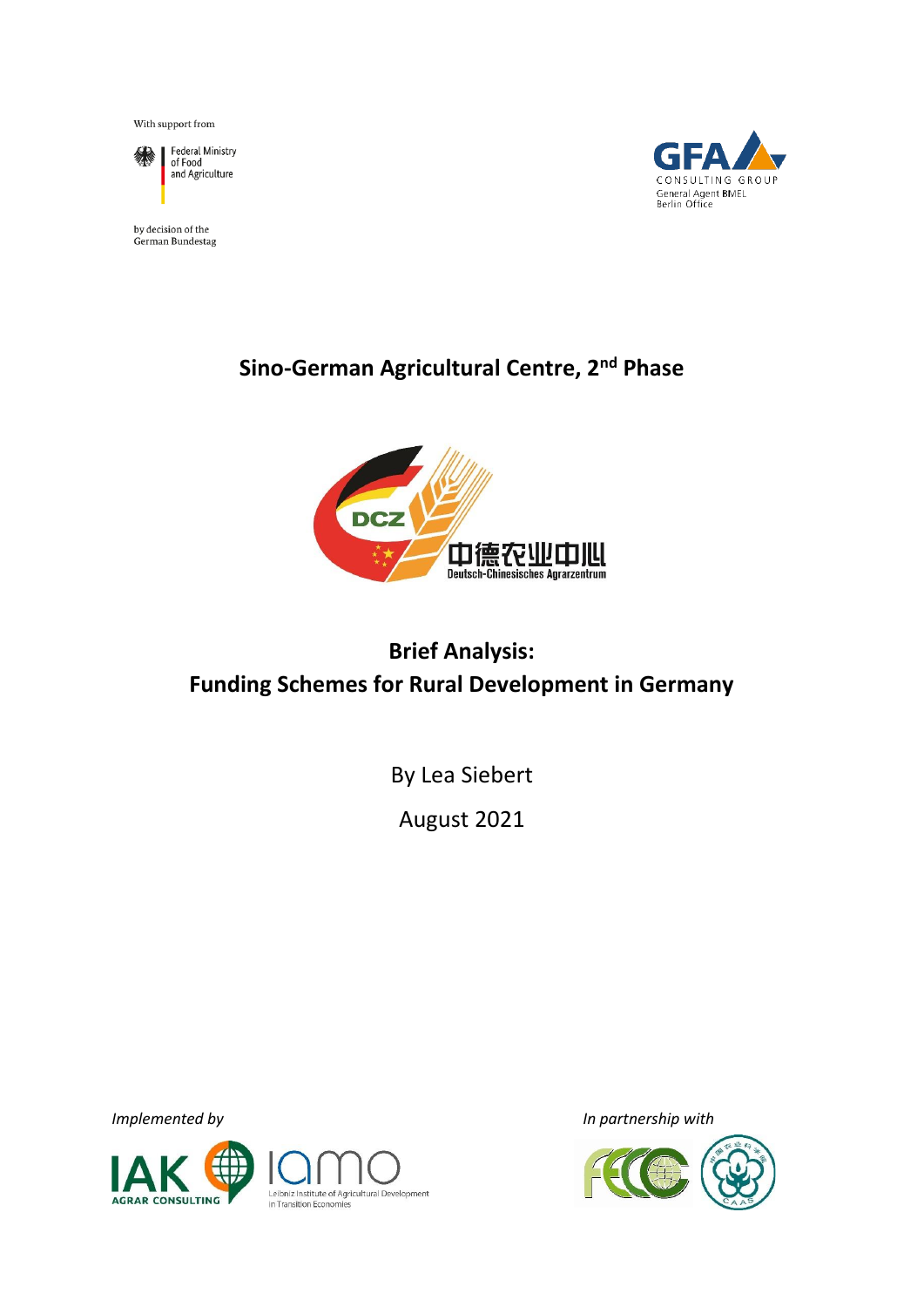With support from

Federal Ministry of Food and Agriculture

by decision of the German Bundestag

GFA CONSULTING GROUP
General Agent BMEL
Berlin Office

# Sino-German Agricultural Centre, 2nd Phase

DCZ
中德农业中心
Deutsch-Chinesisches Agrarzentrum

## Brief Analysis: Funding Schemes for Rural Development in Germany

By Lea Siebert

August 2021

*Implemented by*

IAK AGRAR CONSULTING

iamo Leibniz Institute of Agricultural Development in Transition Economies

*In partnership with*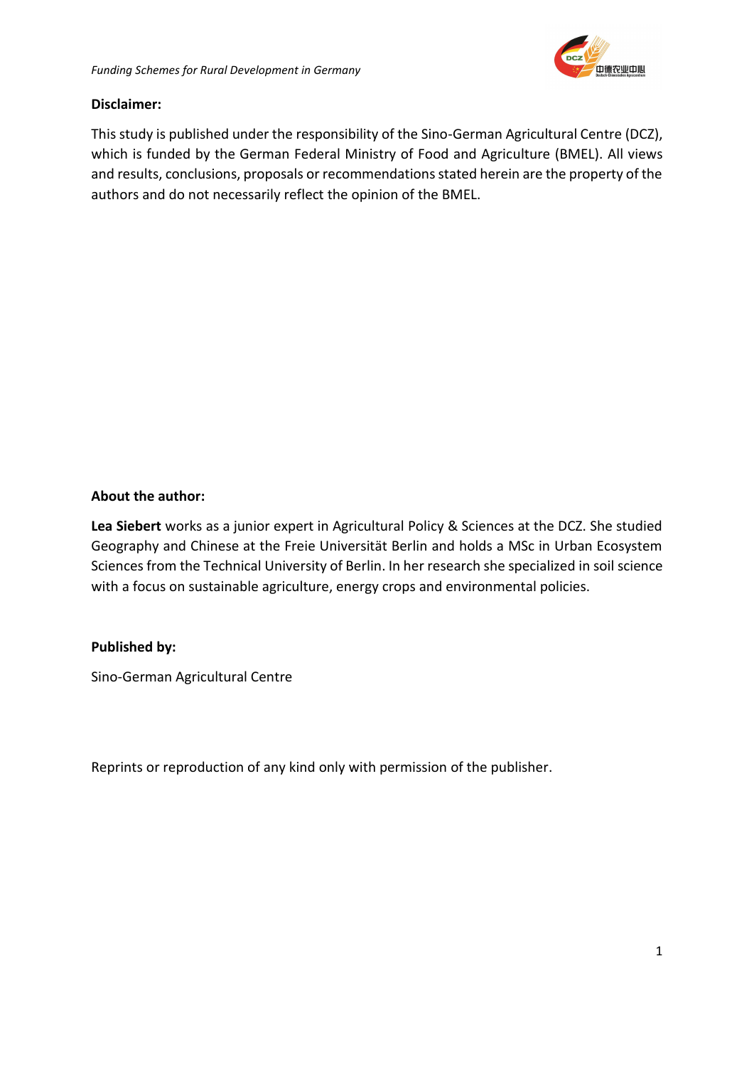**Disclaimer:**

This study is published under the responsibility of the Sino-German Agricultural Centre (DCZ), which is funded by the German Federal Ministry of Food and Agriculture (BMEL). All views and results, conclusions, proposals or recommendations stated herein are the property of the authors and do not necessarily reflect the opinion of the BMEL.

**About the author:**

**Lea Siebert** works as a junior expert in Agricultural Policy & Sciences at the DCZ. She studied Geography and Chinese at the Freie Universität Berlin and holds a MSc in Urban Ecosystem Sciences from the Technical University of Berlin. In her research she specialized in soil science with a focus on sustainable agriculture, energy crops and environmental policies.

**Published by:**

Sino-German Agricultural Centre

Reprints or reproduction of any kind only with permission of the publisher.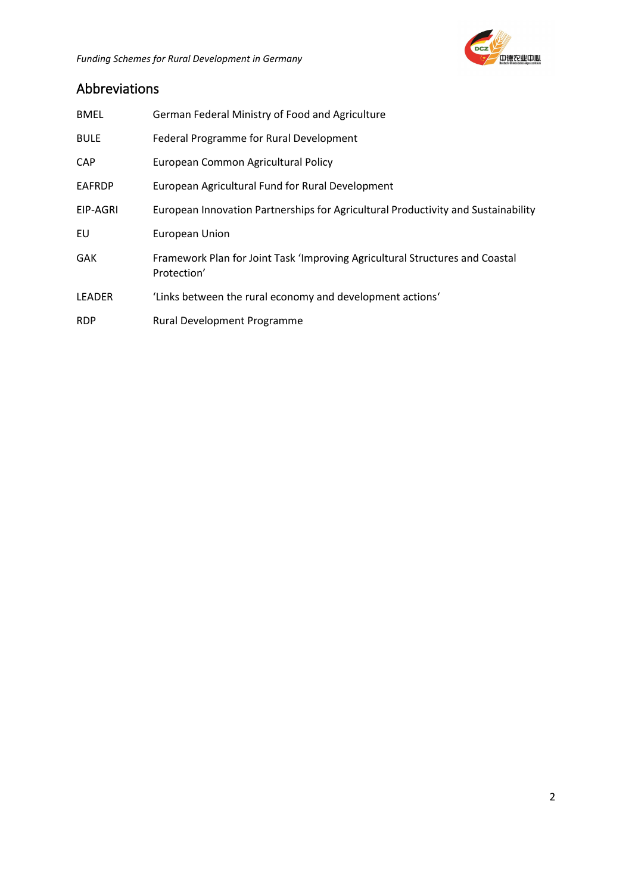## Abbreviations

| | |
|---|---|
| BMEL | German Federal Ministry of Food and Agriculture |
| BULE | Federal Programme for Rural Development |
| CAP | European Common Agricultural Policy |
| EAFRDP | European Agricultural Fund for Rural Development |
| EIP-AGRI | European Innovation Partnerships for Agricultural Productivity and Sustainability |
| EU | European Union |
| GAK | Framework Plan for Joint Task 'Improving Agricultural Structures and Coastal Protection' |
| LEADER | 'Links between the rural economy and development actions' |
| RDP | Rural Development Programme |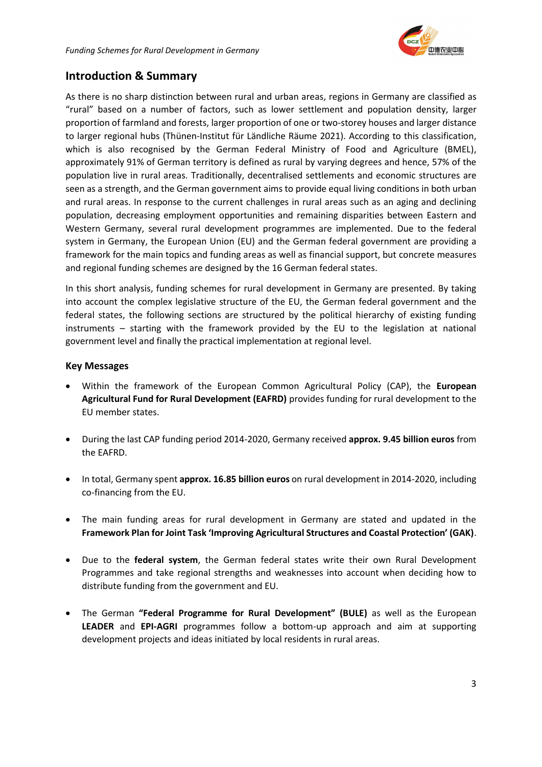## Introduction & Summary

As there is no sharp distinction between rural and urban areas, regions in Germany are classified as "rural" based on a number of factors, such as lower settlement and population density, larger proportion of farmland and forests, larger proportion of one or two-storey houses and larger distance to larger regional hubs (Thünen-Institut für Ländliche Räume 2021). According to this classification, which is also recognised by the German Federal Ministry of Food and Agriculture (BMEL), approximately 91% of German territory is defined as rural by varying degrees and hence, 57% of the population live in rural areas. Traditionally, decentralised settlements and economic structures are seen as a strength, and the German government aims to provide equal living conditions in both urban and rural areas. In response to the current challenges in rural areas such as an aging and declining population, decreasing employment opportunities and remaining disparities between Eastern and Western Germany, several rural development programmes are implemented. Due to the federal system in Germany, the European Union (EU) and the German federal government are providing a framework for the main topics and funding areas as well as financial support, but concrete measures and regional funding schemes are designed by the 16 German federal states.

In this short analysis, funding schemes for rural development in Germany are presented. By taking into account the complex legislative structure of the EU, the German federal government and the federal states, the following sections are structured by the political hierarchy of existing funding instruments – starting with the framework provided by the EU to the legislation at national government level and finally the practical implementation at regional level.

### Key Messages

- Within the framework of the European Common Agricultural Policy (CAP), the **European Agricultural Fund for Rural Development (EAFRD)** provides funding for rural development to the EU member states.
- During the last CAP funding period 2014-2020, Germany received **approx. 9.45 billion euros** from the EAFRD.
- In total, Germany spent **approx. 16.85 billion euros** on rural development in 2014-2020, including co-financing from the EU.
- The main funding areas for rural development in Germany are stated and updated in the **Framework Plan for Joint Task 'Improving Agricultural Structures and Coastal Protection' (GAK)**.
- Due to the **federal system**, the German federal states write their own Rural Development Programmes and take regional strengths and weaknesses into account when deciding how to distribute funding from the government and EU.
- The German **"Federal Programme for Rural Development" (BULE)** as well as the European **LEADER** and **EPI-AGRI** programmes follow a bottom-up approach and aim at supporting development projects and ideas initiated by local residents in rural areas.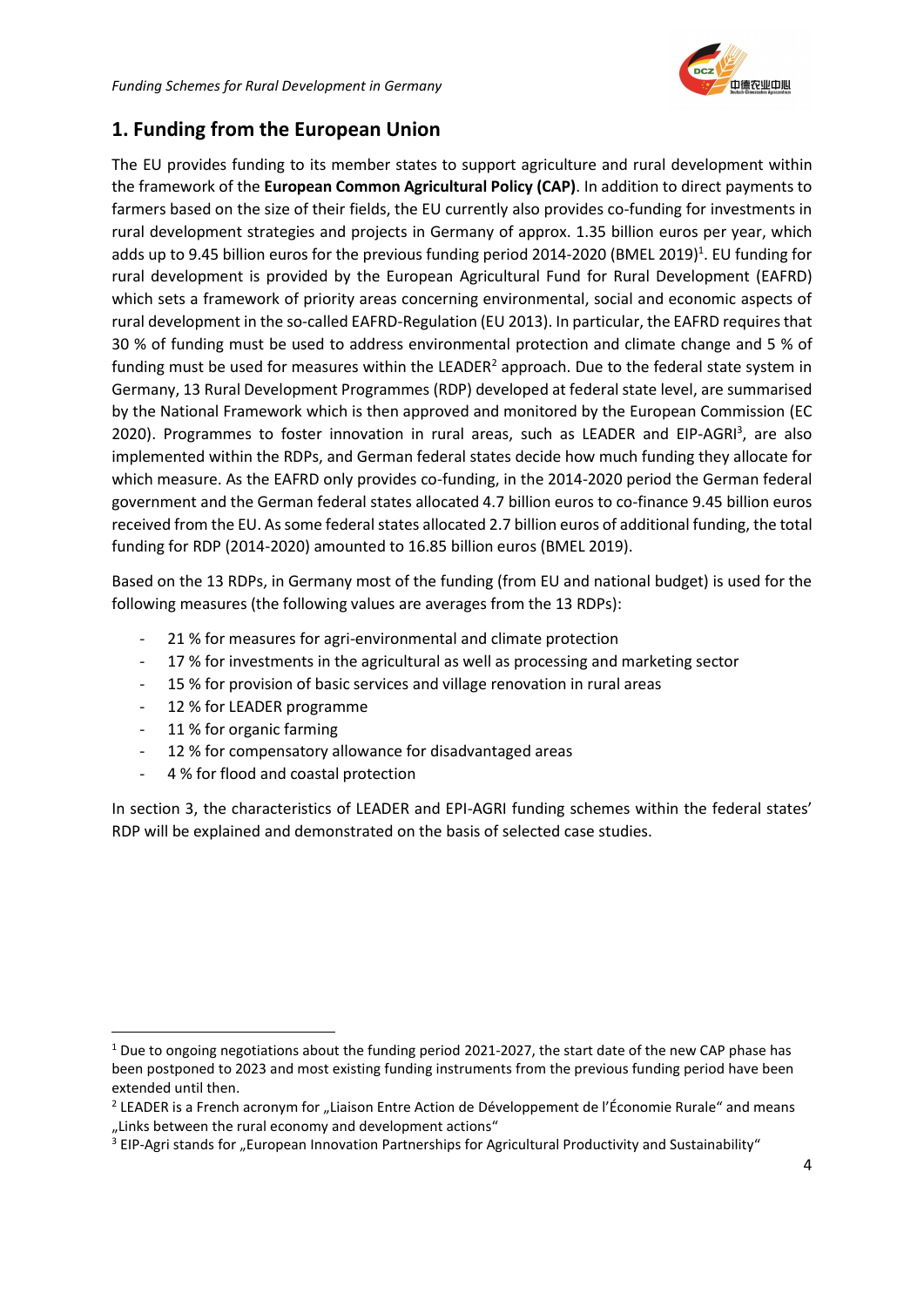## 1. Funding from the European Union

The EU provides funding to its member states to support agriculture and rural development within the framework of the **European Common Agricultural Policy (CAP)**. In addition to direct payments to farmers based on the size of their fields, the EU currently also provides co-funding for investments in rural development strategies and projects in Germany of approx. 1.35 billion euros per year, which adds up to 9.45 billion euros for the previous funding period 2014-2020 (BMEL 2019)[1]. EU funding for rural development is provided by the European Agricultural Fund for Rural Development (EAFRD) which sets a framework of priority areas concerning environmental, social and economic aspects of rural development in the so-called EAFRD-Regulation (EU 2013). In particular, the EAFRD requires that 30 % of funding must be used to address environmental protection and climate change and 5 % of funding must be used for measures within the LEADER[2] approach. Due to the federal state system in Germany, 13 Rural Development Programmes (RDP) developed at federal state level, are summarised by the National Framework which is then approved and monitored by the European Commission (EC 2020). Programmes to foster innovation in rural areas, such as LEADER and EIP-AGRI[3], are also implemented within the RDPs, and German federal states decide how much funding they allocate for which measure. As the EAFRD only provides co-funding, in the 2014-2020 period the German federal government and the German federal states allocated 4.7 billion euros to co-finance 9.45 billion euros received from the EU. As some federal states allocated 2.7 billion euros of additional funding, the total funding for RDP (2014-2020) amounted to 16.85 billion euros (BMEL 2019).

Based on the 13 RDPs, in Germany most of the funding (from EU and national budget) is used for the following measures (the following values are averages from the 13 RDPs):

- 21 % for measures for agri-environmental and climate protection
- 17 % for investments in the agricultural as well as processing and marketing sector
- 15 % for provision of basic services and village renovation in rural areas
- 12 % for LEADER programme
- 11 % for organic farming
- 12 % for compensatory allowance for disadvantaged areas
- 4 % for flood and coastal protection

In section 3, the characteristics of LEADER and EPI-AGRI funding schemes within the federal states' RDP will be explained and demonstrated on the basis of selected case studies.

---

[1] Due to ongoing negotiations about the funding period 2021-2027, the start date of the new CAP phase has been postponed to 2023 and most existing funding instruments from the previous funding period have been extended until then.

[2] LEADER is a French acronym for „Liaison Entre Action de Développement de l'Économie Rurale" and means „Links between the rural economy and development actions"

[3] EIP-Agri stands for „European Innovation Partnerships for Agricultural Productivity and Sustainability"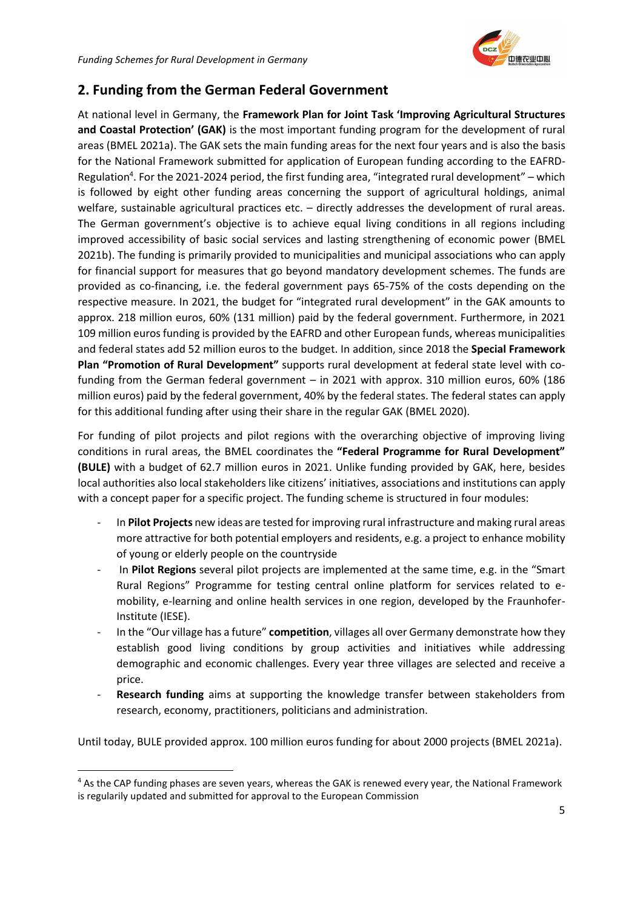## 2. Funding from the German Federal Government

At national level in Germany, the **Framework Plan for Joint Task 'Improving Agricultural Structures and Coastal Protection' (GAK)** is the most important funding program for the development of rural areas (BMEL 2021a). The GAK sets the main funding areas for the next four years and is also the basis for the National Framework submitted for application of European funding according to the EAFRD-Regulation[4]. For the 2021-2024 period, the first funding area, "integrated rural development" – which is followed by eight other funding areas concerning the support of agricultural holdings, animal welfare, sustainable agricultural practices etc. – directly addresses the development of rural areas. The German government's objective is to achieve equal living conditions in all regions including improved accessibility of basic social services and lasting strengthening of economic power (BMEL 2021b). The funding is primarily provided to municipalities and municipal associations who can apply for financial support for measures that go beyond mandatory development schemes. The funds are provided as co-financing, i.e. the federal government pays 65-75% of the costs depending on the respective measure. In 2021, the budget for "integrated rural development" in the GAK amounts to approx. 218 million euros, 60% (131 million) paid by the federal government. Furthermore, in 2021 109 million euros funding is provided by the EAFRD and other European funds, whereas municipalities and federal states add 52 million euros to the budget. In addition, since 2018 the **Special Framework Plan "Promotion of Rural Development"** supports rural development at federal state level with co-funding from the German federal government – in 2021 with approx. 310 million euros, 60% (186 million euros) paid by the federal government, 40% by the federal states. The federal states can apply for this additional funding after using their share in the regular GAK (BMEL 2020).

For funding of pilot projects and pilot regions with the overarching objective of improving living conditions in rural areas, the BMEL coordinates the **"Federal Programme for Rural Development" (BULE)** with a budget of 62.7 million euros in 2021. Unlike funding provided by GAK, here, besides local authorities also local stakeholders like citizens' initiatives, associations and institutions can apply with a concept paper for a specific project. The funding scheme is structured in four modules:

- In **Pilot Projects** new ideas are tested for improving rural infrastructure and making rural areas more attractive for both potential employers and residents, e.g. a project to enhance mobility of young or elderly people on the countryside
- In **Pilot Regions** several pilot projects are implemented at the same time, e.g. in the "Smart Rural Regions" Programme for testing central online platform for services related to e-mobility, e-learning and online health services in one region, developed by the Fraunhofer-Institute (IESE).
- In the "Our village has a future" **competition**, villages all over Germany demonstrate how they establish good living conditions by group activities and initiatives while addressing demographic and economic challenges. Every year three villages are selected and receive a price.
- **Research funding** aims at supporting the knowledge transfer between stakeholders from research, economy, practitioners, politicians and administration.

Until today, BULE provided approx. 100 million euros funding for about 2000 projects (BMEL 2021a).

[4] As the CAP funding phases are seven years, whereas the GAK is renewed every year, the National Framework is regularily updated and submitted for approval to the European Commission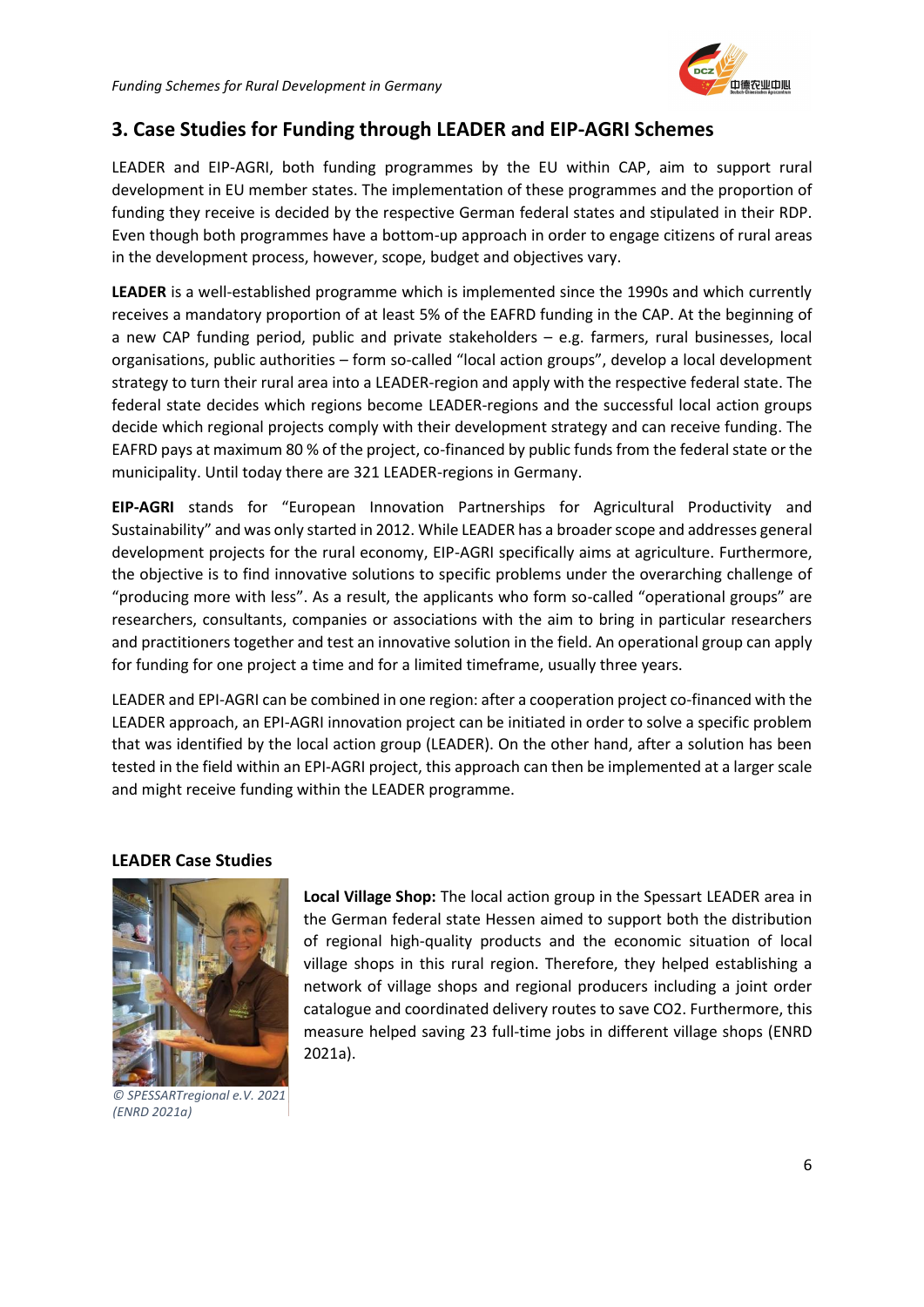## 3. Case Studies for Funding through LEADER and EIP-AGRI Schemes

LEADER and EIP-AGRI, both funding programmes by the EU within CAP, aim to support rural development in EU member states. The implementation of these programmes and the proportion of funding they receive is decided by the respective German federal states and stipulated in their RDP. Even though both programmes have a bottom-up approach in order to engage citizens of rural areas in the development process, however, scope, budget and objectives vary.

**LEADER** is a well-established programme which is implemented since the 1990s and which currently receives a mandatory proportion of at least 5% of the EAFRD funding in the CAP. At the beginning of a new CAP funding period, public and private stakeholders – e.g. farmers, rural businesses, local organisations, public authorities – form so-called "local action groups", develop a local development strategy to turn their rural area into a LEADER-region and apply with the respective federal state. The federal state decides which regions become LEADER-regions and the successful local action groups decide which regional projects comply with their development strategy and can receive funding. The EAFRD pays at maximum 80 % of the project, co-financed by public funds from the federal state or the municipality. Until today there are 321 LEADER-regions in Germany.

**EIP-AGRI** stands for "European Innovation Partnerships for Agricultural Productivity and Sustainability" and was only started in 2012. While LEADER has a broader scope and addresses general development projects for the rural economy, EIP-AGRI specifically aims at agriculture. Furthermore, the objective is to find innovative solutions to specific problems under the overarching challenge of "producing more with less". As a result, the applicants who form so-called "operational groups" are researchers, consultants, companies or associations with the aim to bring in particular researchers and practitioners together and test an innovative solution in the field. An operational group can apply for funding for one project a time and for a limited timeframe, usually three years.

LEADER and EPI-AGRI can be combined in one region: after a cooperation project co-financed with the LEADER approach, an EPI-AGRI innovation project can be initiated in order to solve a specific problem that was identified by the local action group (LEADER). On the other hand, after a solution has been tested in the field within an EPI-AGRI project, this approach can then be implemented at a larger scale and might receive funding within the LEADER programme.

### LEADER Case Studies

*© SPESSARTregional e.V. 2021 (ENRD 2021a)*

**Local Village Shop:** The local action group in the Spessart LEADER area in the German federal state Hessen aimed to support both the distribution of regional high-quality products and the economic situation of local village shops in this rural region. Therefore, they helped establishing a network of village shops and regional producers including a joint order catalogue and coordinated delivery routes to save $CO_2$. Furthermore, this measure helped saving 23 full-time jobs in different village shops (ENRD 2021a).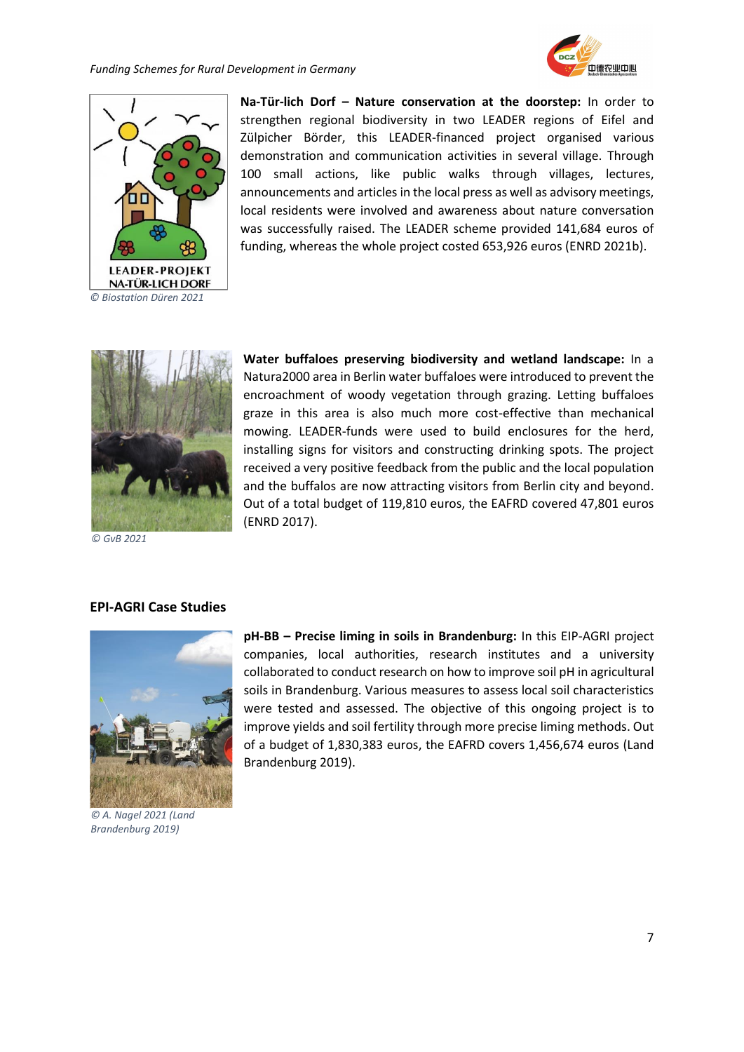**Na-Tür-lich Dorf – Nature conservation at the doorstep:** In order to strengthen regional biodiversity in two LEADER regions of Eifel and Zülpicher Börder, this LEADER-financed project organised various demonstration and communication activities in several village. Through 100 small actions, like public walks through villages, lectures, announcements and articles in the local press as well as advisory meetings, local residents were involved and awareness about nature conversation was successfully raised. The LEADER scheme provided 141,684 euros of funding, whereas the whole project costed 653,926 euros (ENRD 2021b).

*© Biostation Düren 2021*

**Water buffaloes preserving biodiversity and wetland landscape:** In a Natura2000 area in Berlin water buffaloes were introduced to prevent the encroachment of woody vegetation through grazing. Letting buffaloes graze in this area is also much more cost-effective than mechanical mowing. LEADER-funds were used to build enclosures for the herd, installing signs for visitors and constructing drinking spots. The project received a very positive feedback from the public and the local population and the buffalos are now attracting visitors from Berlin city and beyond. Out of a total budget of 119,810 euros, the EAFRD covered 47,801 euros (ENRD 2017).

*© GvB 2021*

## EPI-AGRI Case Studies

**pH-BB – Precise liming in soils in Brandenburg:** In this EIP-AGRI project companies, local authorities, research institutes and a university collaborated to conduct research on how to improve soil pH in agricultural soils in Brandenburg. Various measures to assess local soil characteristics were tested and assessed. The objective of this ongoing project is to improve yields and soil fertility through more precise liming methods. Out of a budget of 1,830,383 euros, the EAFRD covers 1,456,674 euros (Land Brandenburg 2019).

*© A. Nagel 2021 (Land Brandenburg 2019)*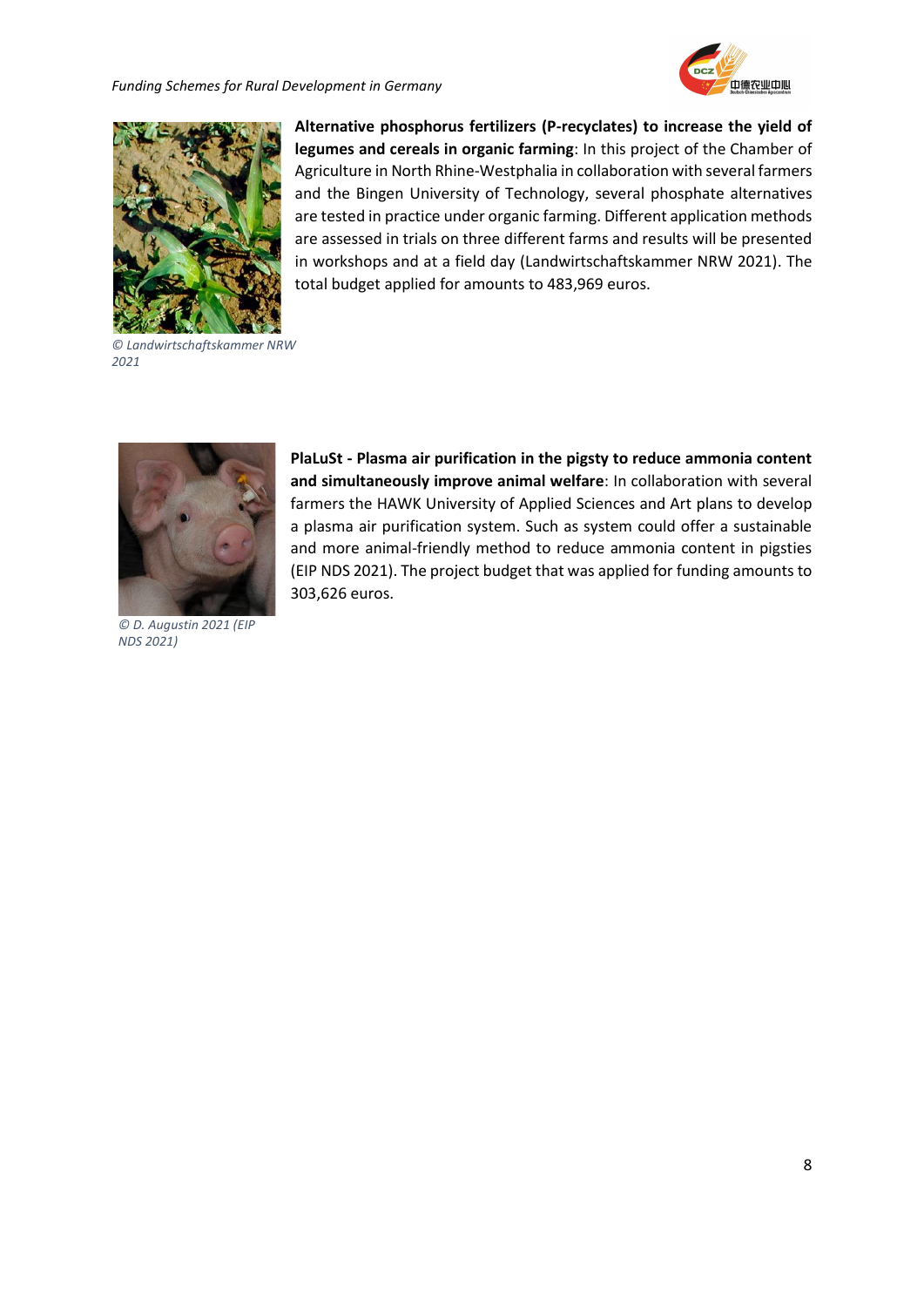**Alternative phosphorus fertilizers (P-recyclates) to increase the yield of legumes and cereals in organic farming**: In this project of the Chamber of Agriculture in North Rhine-Westphalia in collaboration with several farmers and the Bingen University of Technology, several phosphate alternatives are tested in practice under organic farming. Different application methods are assessed in trials on three different farms and results will be presented in workshops and at a field day (Landwirtschaftskammer NRW 2021). The total budget applied for amounts to 483,969 euros.

*© Landwirtschaftskammer NRW 2021*

**PlaLuSt - Plasma air purification in the pigsty to reduce ammonia content and simultaneously improve animal welfare**: In collaboration with several farmers the HAWK University of Applied Sciences and Art plans to develop a plasma air purification system. Such as system could offer a sustainable and more animal-friendly method to reduce ammonia content in pigsties (EIP NDS 2021). The project budget that was applied for funding amounts to 303,626 euros.

*© D. Augustin 2021 (EIP NDS 2021)*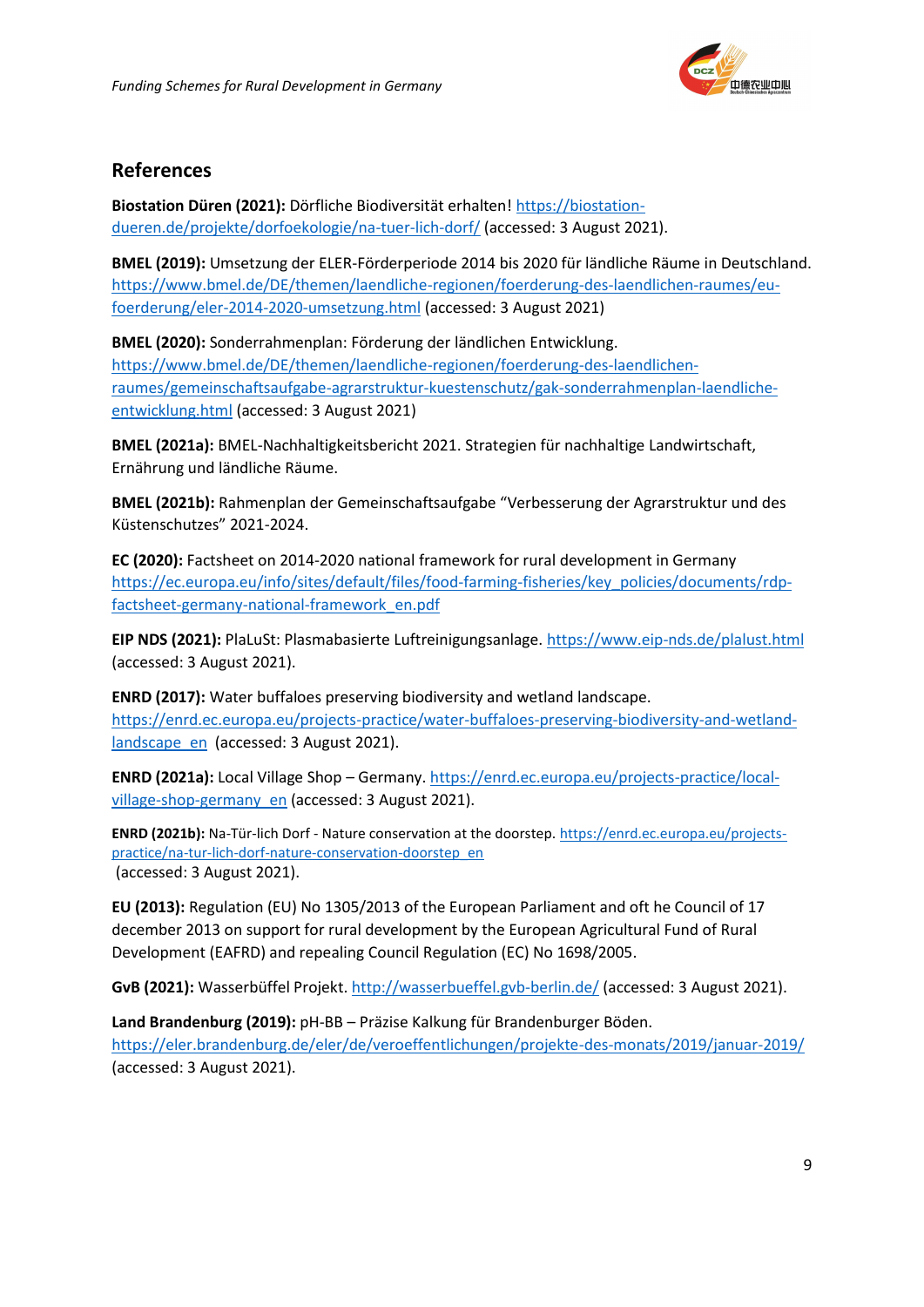## References

**Biostation Düren (2021):** Dörfliche Biodiversität erhalten! https://biostation-dueren.de/projekte/dorfoekologie/na-tuer-lich-dorf/ (accessed: 3 August 2021).

**BMEL (2019):** Umsetzung der ELER-Förderperiode 2014 bis 2020 für ländliche Räume in Deutschland. https://www.bmel.de/DE/themen/laendliche-regionen/foerderung-des-laendlichen-raumes/eu-foerderung/eler-2014-2020-umsetzung.html (accessed: 3 August 2021)

**BMEL (2020):** Sonderrahmenplan: Förderung der ländlichen Entwicklung. https://www.bmel.de/DE/themen/laendliche-regionen/foerderung-des-laendlichen-raumes/gemeinschaftsaufgabe-agrarstruktur-kuestenschutz/gak-sonderrahmenplan-laendliche-entwicklung.html (accessed: 3 August 2021)

**BMEL (2021a):** BMEL-Nachhaltigkeitsbericht 2021. Strategien für nachhaltige Landwirtschaft, Ernährung und ländliche Räume.

**BMEL (2021b):** Rahmenplan der Gemeinschaftsaufgabe "Verbesserung der Agrarstruktur und des Küstenschutzes" 2021-2024.

**EC (2020):** Factsheet on 2014-2020 national framework for rural development in Germany https://ec.europa.eu/info/sites/default/files/food-farming-fisheries/key_policies/documents/rdp-factsheet-germany-national-framework_en.pdf

**EIP NDS (2021):** PlaLuSt: Plasmabasierte Luftreinigungsanlage. https://www.eip-nds.de/plalust.html (accessed: 3 August 2021).

**ENRD (2017):** Water buffaloes preserving biodiversity and wetland landscape. https://enrd.ec.europa.eu/projects-practice/water-buffaloes-preserving-biodiversity-and-wetland-landscape_en (accessed: 3 August 2021).

**ENRD (2021a):** Local Village Shop – Germany. https://enrd.ec.europa.eu/projects-practice/local-village-shop-germany_en (accessed: 3 August 2021).

**ENRD (2021b):** Na-Tür-lich Dorf - Nature conservation at the doorstep. https://enrd.ec.europa.eu/projects-practice/na-tur-lich-dorf-nature-conservation-doorstep_en (accessed: 3 August 2021).

**EU (2013):** Regulation (EU) No 1305/2013 of the European Parliament and oft he Council of 17 december 2013 on support for rural development by the European Agricultural Fund of Rural Development (EAFRD) and repealing Council Regulation (EC) No 1698/2005.

**GvB (2021):** Wasserbüffel Projekt. http://wasserbueffel.gvb-berlin.de/ (accessed: 3 August 2021).

**Land Brandenburg (2019):** pH-BB – Präzise Kalkung für Brandenburger Böden. https://eler.brandenburg.de/eler/de/veroeffentlichungen/projekte-des-monats/2019/januar-2019/ (accessed: 3 August 2021).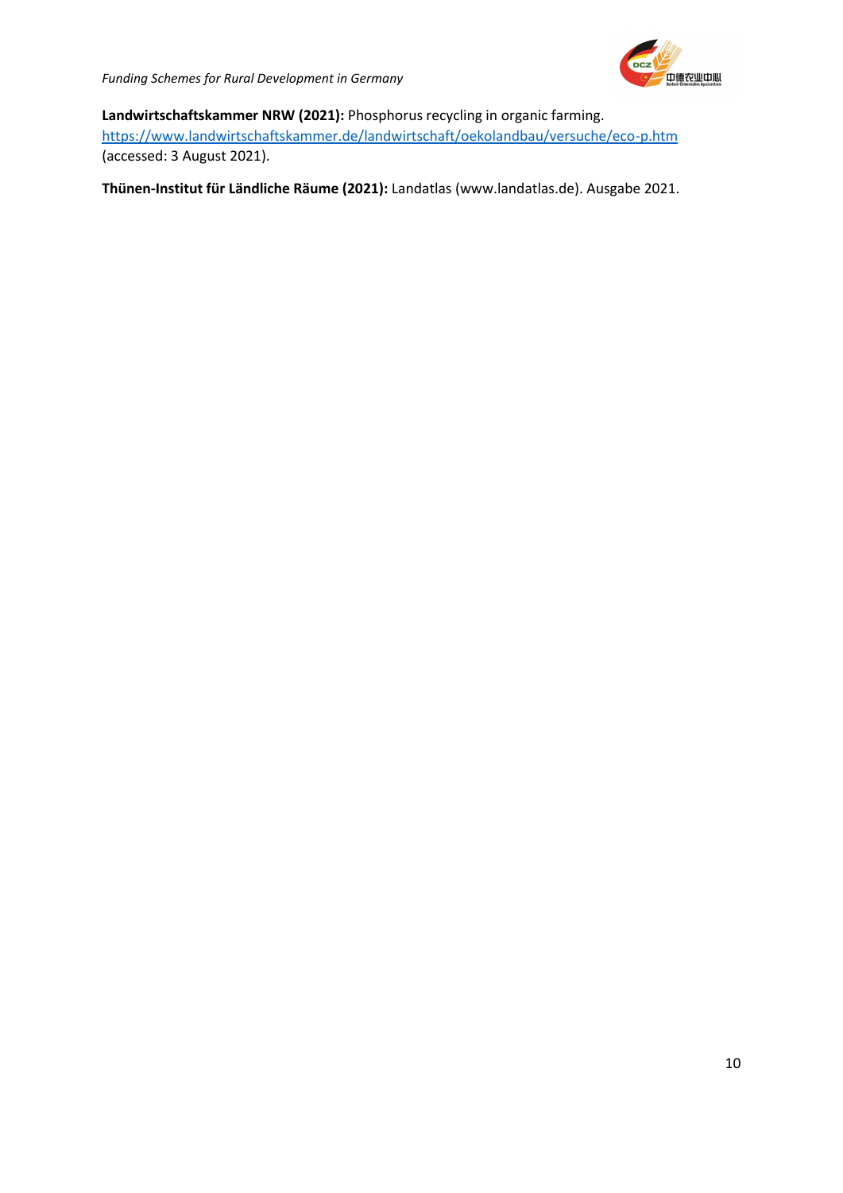**Landwirtschaftskammer NRW (2021):** Phosphorus recycling in organic farming. https://www.landwirtschaftskammer.de/landwirtschaft/oekolandbau/versuche/eco-p.htm (accessed: 3 August 2021).

**Thünen-Institut für Ländliche Räume (2021):** Landatlas (www.landatlas.de). Ausgabe 2021.